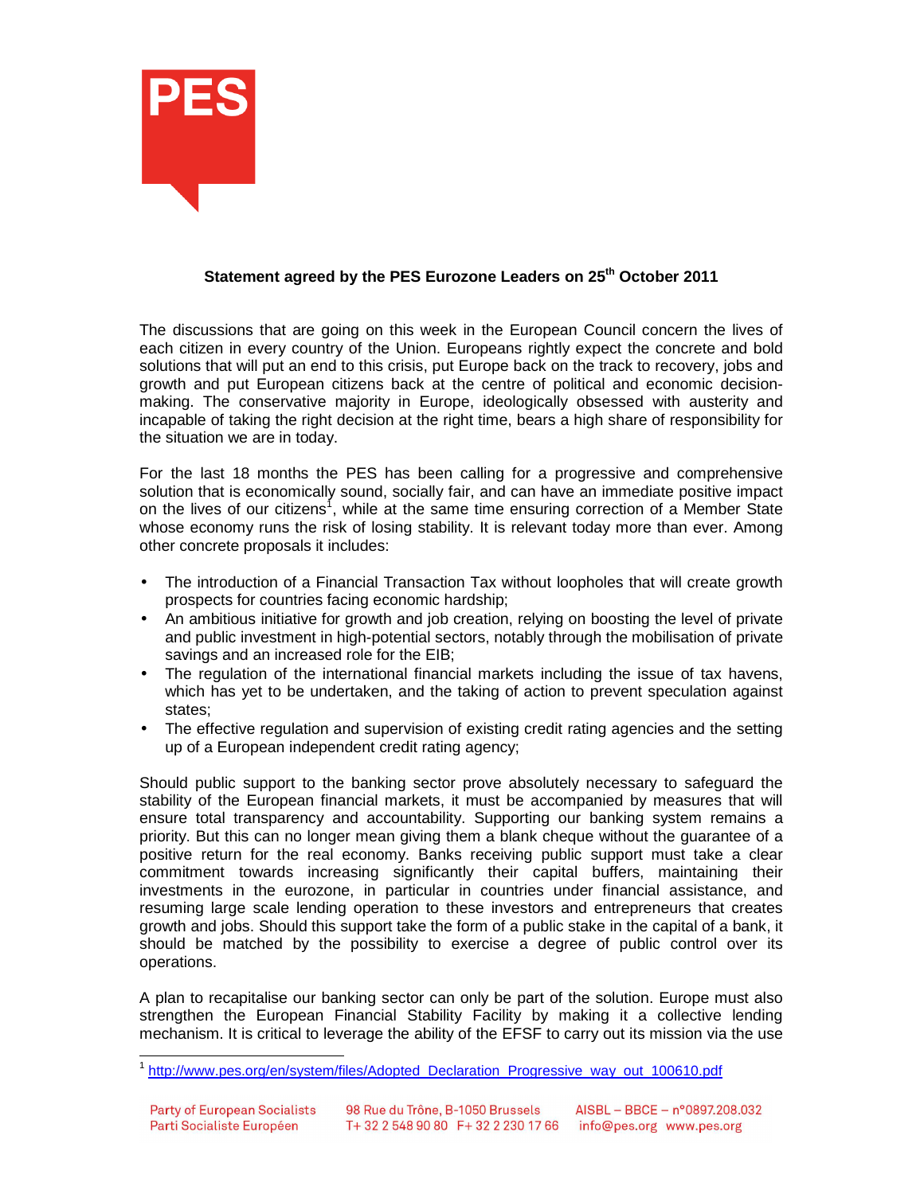**Statement agreed by the PES Eurozone Leaders on 25th October 2011**

The discussions that are going on this week in the European Council concern the lives of each citizen in every country of the Union. Europeans rightly expect the concrete and bold solutions that will put an end to this crisis, put Europe back on the track to recovery, jobs and growth and put European citizens back at the centre of political and economic decision-making. The conservative majority in Europe, ideologically obsessed with austerity and incapable of taking the right decision at the right time, bears a high share of responsibility for the situation we are in today.

For the last 18 months the PES has been calling for a progressive and comprehensive solution that is economically sound, socially fair, and can have an immediate positive impact on the lives of our citizens[1], while at the same time ensuring correction of a Member State whose economy runs the risk of losing stability. It is relevant today more than ever. Among other concrete proposals it includes:

- The introduction of a Financial Transaction Tax without loopholes that will create growth prospects for countries facing economic hardship;
- An ambitious initiative for growth and job creation, relying on boosting the level of private and public investment in high-potential sectors, notably through the mobilisation of private savings and an increased role for the EIB;
- The regulation of the international financial markets including the issue of tax havens, which has yet to be undertaken, and the taking of action to prevent speculation against states;
- The effective regulation and supervision of existing credit rating agencies and the setting up of a European independent credit rating agency;

Should public support to the banking sector prove absolutely necessary to safeguard the stability of the European financial markets, it must be accompanied by measures that will ensure total transparency and accountability. Supporting our banking system remains a priority. But this can no longer mean giving them a blank cheque without the guarantee of a positive return for the real economy. Banks receiving public support must take a clear commitment towards increasing significantly their capital buffers, maintaining their investments in the eurozone, in particular in countries under financial assistance, and resuming large scale lending operation to these investors and entrepreneurs that creates growth and jobs. Should this support take the form of a public stake in the capital of a bank, it should be matched by the possibility to exercise a degree of public control over its operations.

A plan to recapitalise our banking sector can only be part of the solution. Europe must also strengthen the European Financial Stability Facility by making it a collective lending mechanism. It is critical to leverage the ability of the EFSF to carry out its mission via the use

[1] http://www.pes.org/en/system/files/Adopted_Declaration_Progressive_way_out_100610.pdf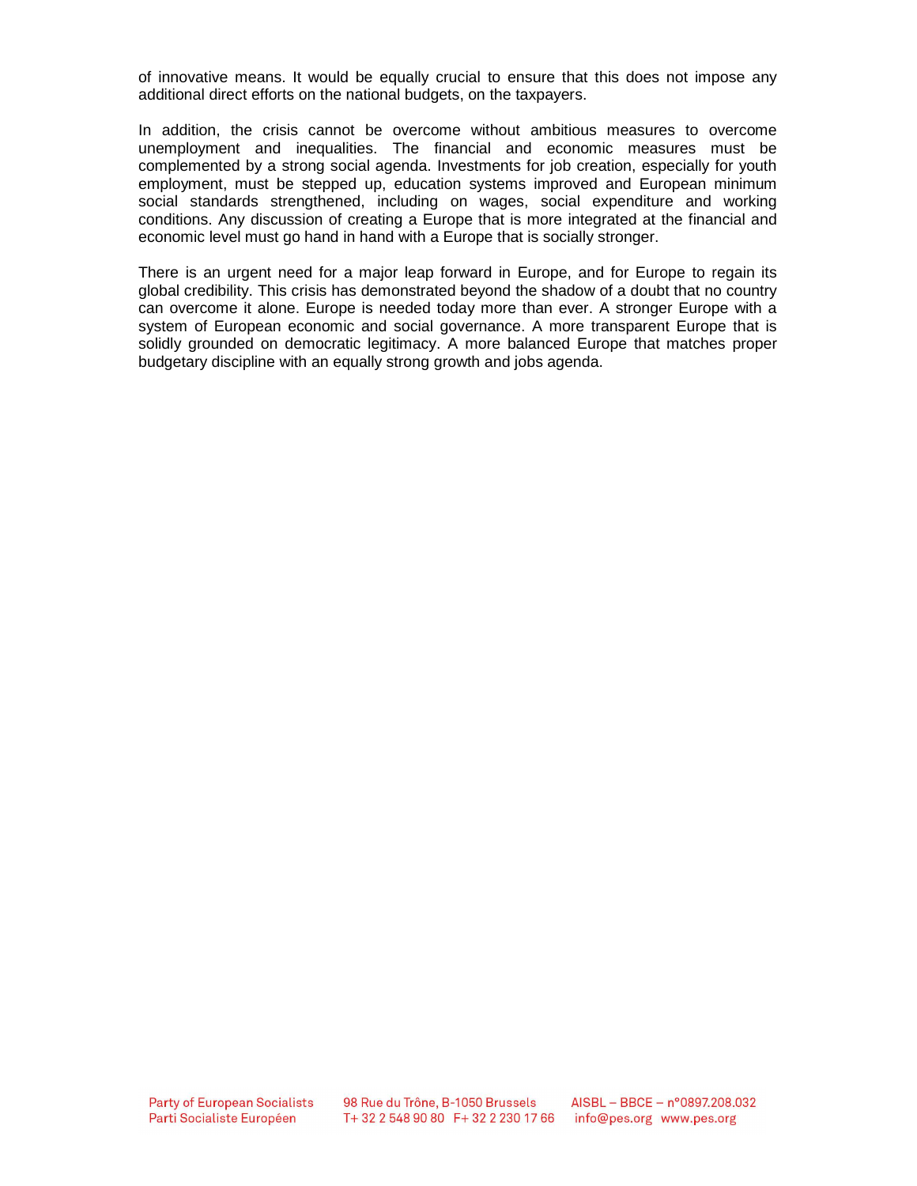of innovative means. It would be equally crucial to ensure that this does not impose any additional direct efforts on the national budgets, on the taxpayers.

In addition, the crisis cannot be overcome without ambitious measures to overcome unemployment and inequalities. The financial and economic measures must be complemented by a strong social agenda. Investments for job creation, especially for youth employment, must be stepped up, education systems improved and European minimum social standards strengthened, including on wages, social expenditure and working conditions. Any discussion of creating a Europe that is more integrated at the financial and economic level must go hand in hand with a Europe that is socially stronger.

There is an urgent need for a major leap forward in Europe, and for Europe to regain its global credibility. This crisis has demonstrated beyond the shadow of a doubt that no country can overcome it alone. Europe is needed today more than ever. A stronger Europe with a system of European economic and social governance. A more transparent Europe that is solidly grounded on democratic legitimacy. A more balanced Europe that matches proper budgetary discipline with an equally strong growth and jobs agenda.